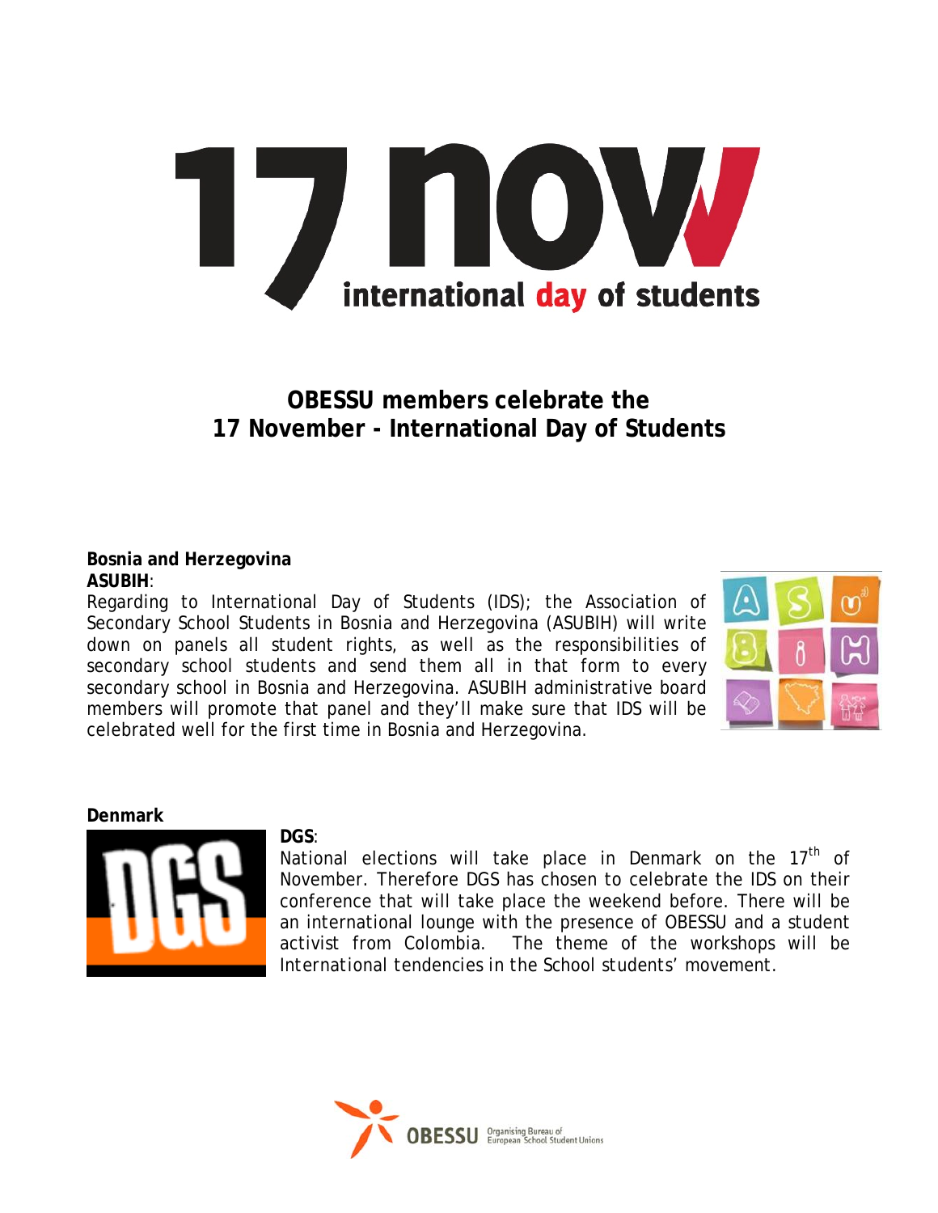# 17 nov international day of students

## OBESSU members celebrate the 17 November - International Day of Students

### Bosnia and Herzegovina

**ASUBIH**:

Regarding to International Day of Students (IDS); the Association of Secondary School Students in Bosnia and Herzegovina (ASUBIH) will write down on panels all student rights, as well as the responsibilities of secondary school students and send them all in that form to every secondary school in Bosnia and Herzegovina. ASUBIH administrative board members will promote that panel and they'll make sure that IDS will be celebrated well for the first time in Bosnia and Herzegovina.

### Denmark

**DGS**:

National elections will take place in Denmark on the 17th of November. Therefore DGS has chosen to celebrate the IDS on their conference that will take place the weekend before. There will be an international lounge with the presence of OBESSU and a student activist from Colombia. The theme of the workshops will be *International tendencies in the School students' movement*.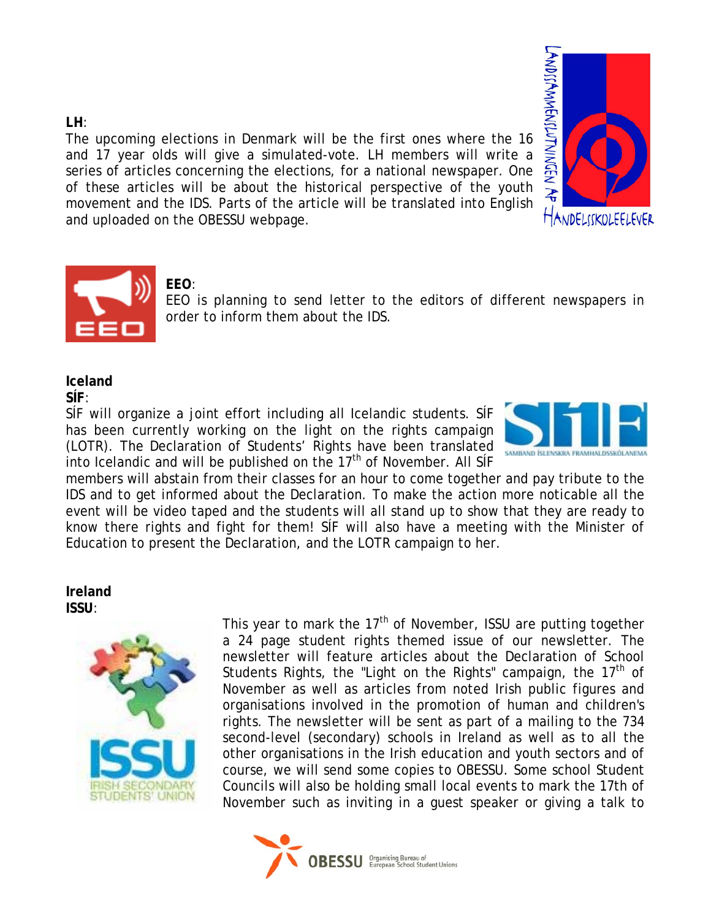**LH**:
The upcoming elections in Denmark will be the first ones where the 16 and 17 year olds will give a simulated-vote. LH members will write a series of articles concerning the elections, for a national newspaper. One of these articles will be about the historical perspective of the youth movement and the IDS. Parts of the article will be translated into English and uploaded on the OBESSU webpage.

**EEO**:
EEO is planning to send letter to the editors of different newspapers in order to inform them about the IDS.

**Iceland**
**SÍF**:
SÍF will organize a joint effort including all Icelandic students. SÍF has been currently working on the light on the rights campaign (LOTR). The Declaration of Students' Rights have been translated into Icelandic and will be published on the 17th of November. All SÍF members will abstain from their classes for an hour to come together and pay tribute to the IDS and to get informed about the Declaration. To make the action more noticable all the event will be video taped and the students will all stand up to show that they are ready to know there rights and fight for them! SÍF will also have a meeting with the Minister of Education to present the Declaration, and the LOTR campaign to her.

**Ireland**
**ISSU**:
This year to mark the 17th of November, ISSU are putting together a 24 page student rights themed issue of our newsletter. The newsletter will feature articles about the Declaration of School Students Rights, the "Light on the Rights" campaign, the 17th of November as well as articles from noted Irish public figures and organisations involved in the promotion of human and children's rights. The newsletter will be sent as part of a mailing to the 734 second-level (secondary) schools in Ireland as well as to all the other organisations in the Irish education and youth sectors and of course, we will send some copies to OBESSU. Some school Student Councils will also be holding small local events to mark the 17th of November such as inviting in a guest speaker or giving a talk to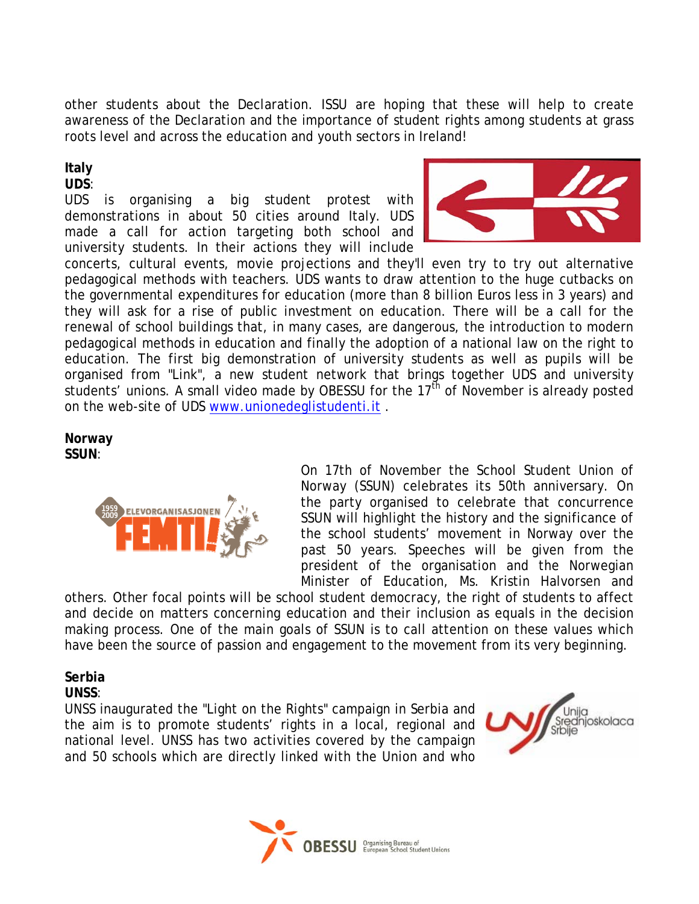other students about the Declaration. ISSU are hoping that these will help to create awareness of the Declaration and the importance of student rights among students at grass roots level and across the education and youth sectors in Ireland!

**Italy**

**UDS**:

UDS is organising a big student protest with demonstrations in about 50 cities around Italy. UDS made a call for action targeting both school and university students. In their actions they will include concerts, cultural events, movie projections and they'll even try to try out alternative pedagogical methods with teachers. UDS wants to draw attention to the huge cutbacks on the governmental expenditures for education (more than 8 billion Euros less in 3 years) and they will ask for a rise of public investment on education. There will be a call for the renewal of school buildings that, in many cases, are dangerous, the introduction to modern pedagogical methods in education and finally the adoption of a national law on the right to education. The first big demonstration of university students as well as pupils will be organised from "Link", a new student network that brings together UDS and university students' unions. A small video made by OBESSU for the 17th of November is already posted on the web-site of UDS www.unionedeglistudenti.it .

**Norway**

**SSUN**:

On 17th of November the School Student Union of Norway (SSUN) celebrates its 50th anniversary. On the party organised to celebrate that concurrence SSUN will highlight the history and the significance of the school students' movement in Norway over the past 50 years. Speeches will be given from the president of the organisation and the Norwegian Minister of Education, Ms. Kristin Halvorsen and others. Other focal points will be school student democracy, the right of students to affect and decide on matters concerning education and their inclusion as equals in the decision making process. One of the main goals of SSUN is to call attention on these values which have been the source of passion and engagement to the movement from its very beginning.

**Serbia**

**UNSS**:

UNSS inaugurated the "Light on the Rights" campaign in Serbia and the aim is to promote students' rights in a local, regional and national level. UNSS has two activities covered by the campaign and 50 schools which are directly linked with the Union and who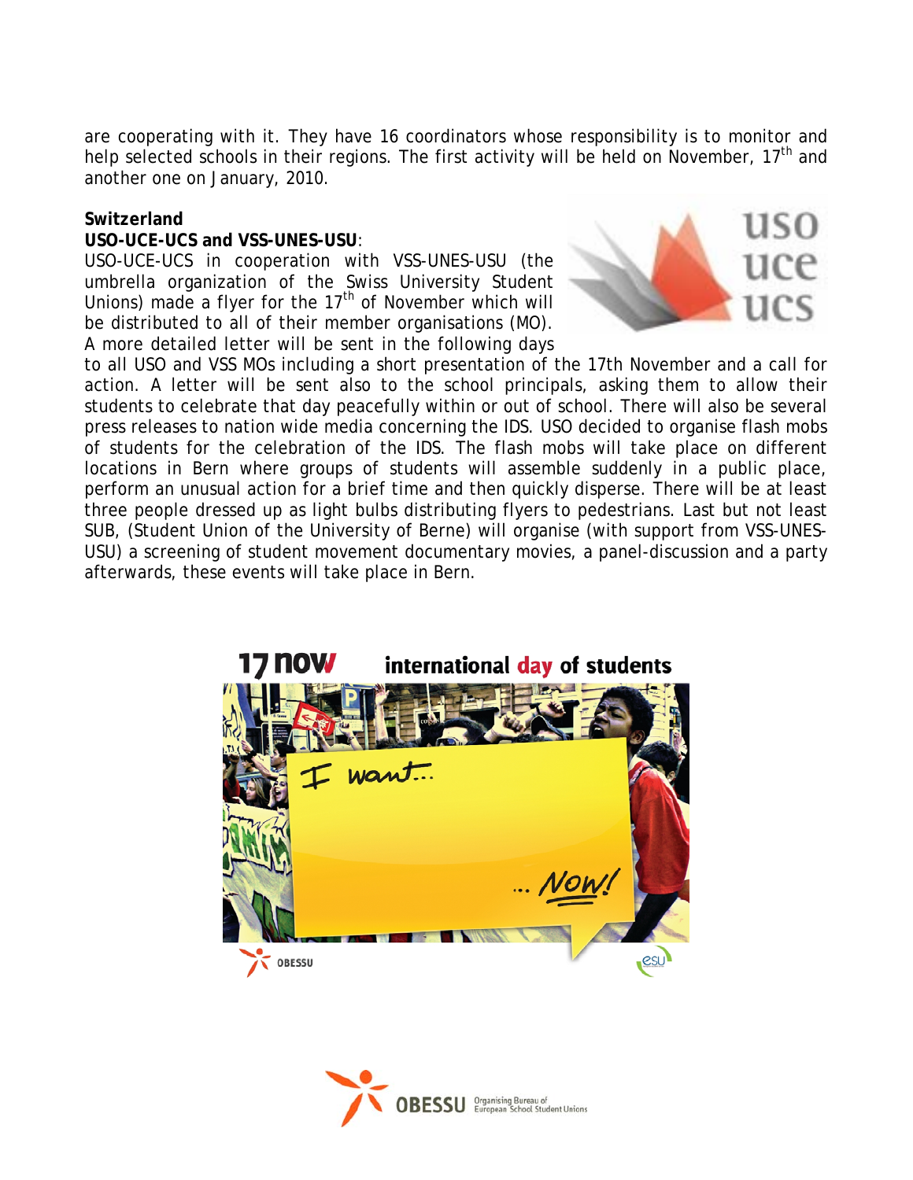are cooperating with it. They have 16 coordinators whose responsibility is to monitor and help selected schools in their regions. The first activity will be held on November, 17th and another one on January, 2010.

**Switzerland**

**USO-UCE-UCS and VSS-UNES-USU**:

USO-UCE-UCS in cooperation with VSS-UNES-USU (the umbrella organization of the Swiss University Student Unions) made a flyer for the 17th of November which will be distributed to all of their member organisations (MO). A more detailed letter will be sent in the following days to all USO and VSS MOs including a short presentation of the 17th November and a call for action. A letter will be sent also to the school principals, asking them to allow their students to celebrate that day peacefully within or out of school. There will also be several press releases to nation wide media concerning the IDS. USO decided to organise flash mobs of students for the celebration of the IDS. The flash mobs will take place on different locations in Bern where groups of students will assemble suddenly in a public place, perform an unusual action for a brief time and then quickly disperse. There will be at least three people dressed up as light bulbs distributing flyers to pedestrians. Last but not least SUB, (Student Union of the University of Berne) will organise (with support from VSS-UNES-USU) a screening of student movement documentary movies, a panel-discussion and a party afterwards, these events will take place in Bern.